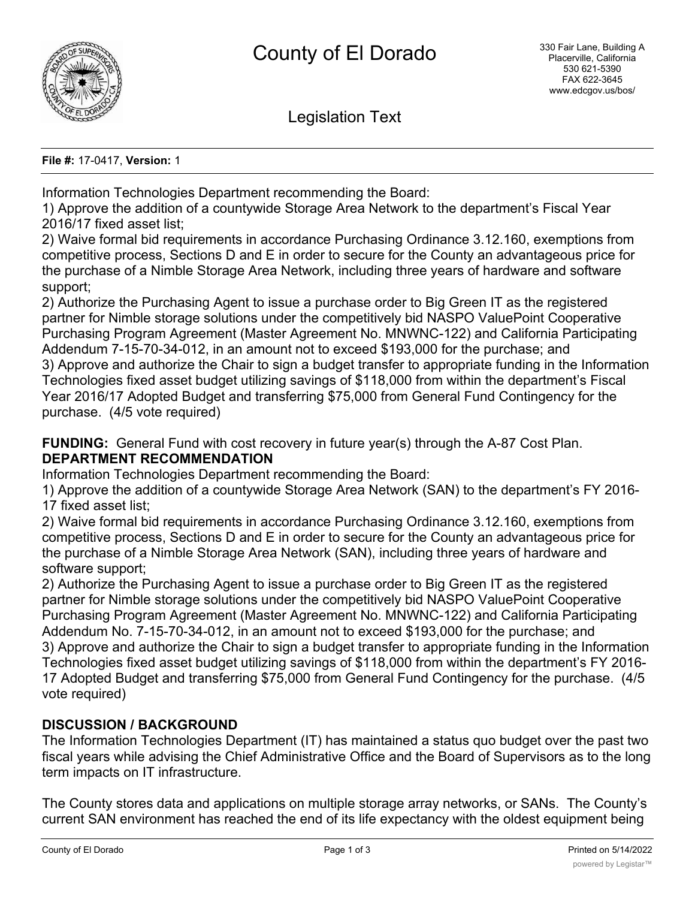# County of El Dorado

330 Fair Lane, Building A
Placerville, California
530 621-5390
FAX 622-3645
www.edcgov.us/bos/

## Legislation Text

**File #:** 17-0417, **Version:** 1

Information Technologies Department recommending the Board:
1) Approve the addition of a countywide Storage Area Network to the department's Fiscal Year 2016/17 fixed asset list;
2) Waive formal bid requirements in accordance Purchasing Ordinance 3.12.160, exemptions from competitive process, Sections D and E in order to secure for the County an advantageous price for the purchase of a Nimble Storage Area Network, including three years of hardware and software support;
2) Authorize the Purchasing Agent to issue a purchase order to Big Green IT as the registered partner for Nimble storage solutions under the competitively bid NASPO ValuePoint Cooperative Purchasing Program Agreement (Master Agreement No. MNWNC-122) and California Participating Addendum 7-15-70-34-012, in an amount not to exceed $193,000 for the purchase; and
3) Approve and authorize the Chair to sign a budget transfer to appropriate funding in the Information Technologies fixed asset budget utilizing savings of $118,000 from within the department's Fiscal Year 2016/17 Adopted Budget and transferring $75,000 from General Fund Contingency for the purchase. (4/5 vote required)

**FUNDING:** General Fund with cost recovery in future year(s) through the A-87 Cost Plan.

**DEPARTMENT RECOMMENDATION**

Information Technologies Department recommending the Board:
1) Approve the addition of a countywide Storage Area Network (SAN) to the department's FY 2016-17 fixed asset list;
2) Waive formal bid requirements in accordance Purchasing Ordinance 3.12.160, exemptions from competitive process, Sections D and E in order to secure for the County an advantageous price for the purchase of a Nimble Storage Area Network (SAN), including three years of hardware and software support;
2) Authorize the Purchasing Agent to issue a purchase order to Big Green IT as the registered partner for Nimble storage solutions under the competitively bid NASPO ValuePoint Cooperative Purchasing Program Agreement (Master Agreement No. MNWNC-122) and California Participating Addendum No. 7-15-70-34-012, in an amount not to exceed $193,000 for the purchase; and
3) Approve and authorize the Chair to sign a budget transfer to appropriate funding in the Information Technologies fixed asset budget utilizing savings of $118,000 from within the department's FY 2016-17 Adopted Budget and transferring $75,000 from General Fund Contingency for the purchase. (4/5 vote required)

**DISCUSSION / BACKGROUND**

The Information Technologies Department (IT) has maintained a status quo budget over the past two fiscal years while advising the Chief Administrative Office and the Board of Supervisors as to the long term impacts on IT infrastructure.

The County stores data and applications on multiple storage array networks, or SANs. The County's current SAN environment has reached the end of its life expectancy with the oldest equipment being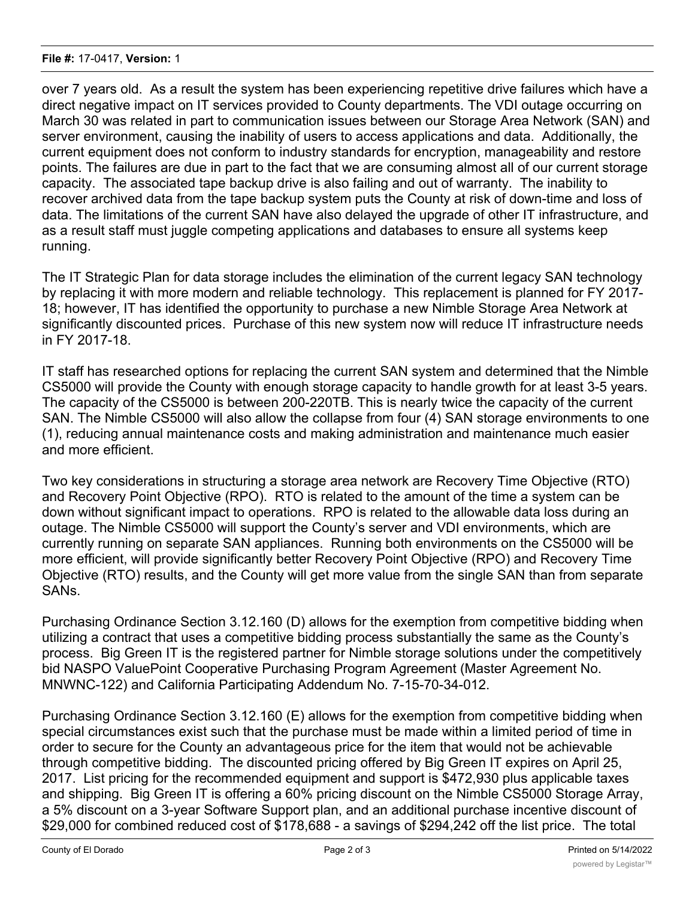over 7 years old. As a result the system has been experiencing repetitive drive failures which have a direct negative impact on IT services provided to County departments. The VDI outage occurring on March 30 was related in part to communication issues between our Storage Area Network (SAN) and server environment, causing the inability of users to access applications and data. Additionally, the current equipment does not conform to industry standards for encryption, manageability and restore points. The failures are due in part to the fact that we are consuming almost all of our current storage capacity. The associated tape backup drive is also failing and out of warranty. The inability to recover archived data from the tape backup system puts the County at risk of down-time and loss of data. The limitations of the current SAN have also delayed the upgrade of other IT infrastructure, and as a result staff must juggle competing applications and databases to ensure all systems keep running.

The IT Strategic Plan for data storage includes the elimination of the current legacy SAN technology by replacing it with more modern and reliable technology. This replacement is planned for FY 2017-18; however, IT has identified the opportunity to purchase a new Nimble Storage Area Network at significantly discounted prices. Purchase of this new system now will reduce IT infrastructure needs in FY 2017-18.

IT staff has researched options for replacing the current SAN system and determined that the Nimble CS5000 will provide the County with enough storage capacity to handle growth for at least 3-5 years. The capacity of the CS5000 is between 200-220TB. This is nearly twice the capacity of the current SAN. The Nimble CS5000 will also allow the collapse from four (4) SAN storage environments to one (1), reducing annual maintenance costs and making administration and maintenance much easier and more efficient.

Two key considerations in structuring a storage area network are Recovery Time Objective (RTO) and Recovery Point Objective (RPO). RTO is related to the amount of the time a system can be down without significant impact to operations. RPO is related to the allowable data loss during an outage. The Nimble CS5000 will support the County's server and VDI environments, which are currently running on separate SAN appliances. Running both environments on the CS5000 will be more efficient, will provide significantly better Recovery Point Objective (RPO) and Recovery Time Objective (RTO) results, and the County will get more value from the single SAN than from separate SANs.

Purchasing Ordinance Section 3.12.160 (D) allows for the exemption from competitive bidding when utilizing a contract that uses a competitive bidding process substantially the same as the County's process. Big Green IT is the registered partner for Nimble storage solutions under the competitively bid NASPO ValuePoint Cooperative Purchasing Program Agreement (Master Agreement No. MNWNC-122) and California Participating Addendum No. 7-15-70-34-012.

Purchasing Ordinance Section 3.12.160 (E) allows for the exemption from competitive bidding when special circumstances exist such that the purchase must be made within a limited period of time in order to secure for the County an advantageous price for the item that would not be achievable through competitive bidding. The discounted pricing offered by Big Green IT expires on April 25, 2017. List pricing for the recommended equipment and support is $472,930 plus applicable taxes and shipping. Big Green IT is offering a 60% pricing discount on the Nimble CS5000 Storage Array, a 5% discount on a 3-year Software Support plan, and an additional purchase incentive discount of $29,000 for combined reduced cost of $178,688 - a savings of $294,242 off the list price. The total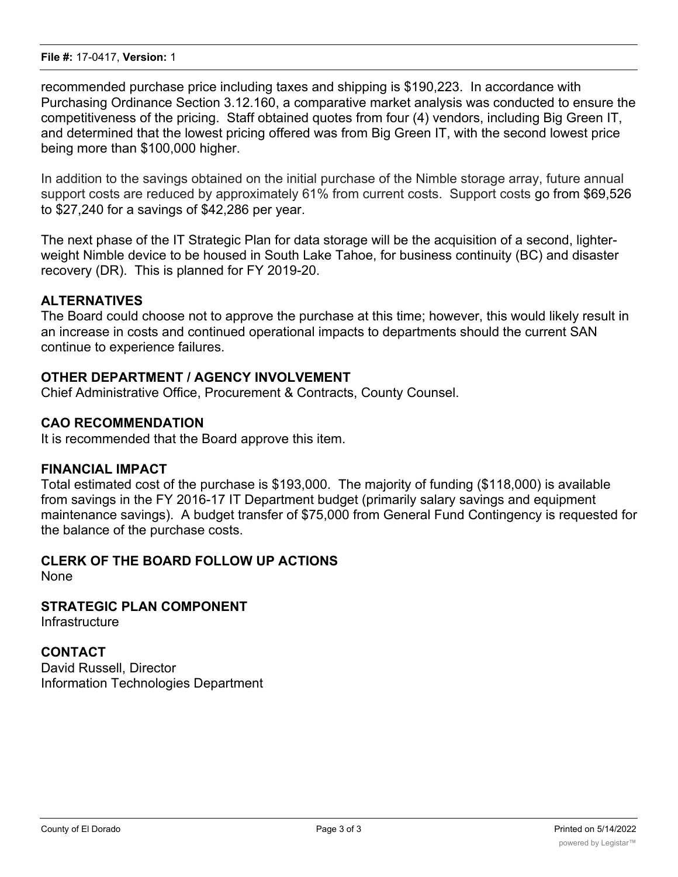recommended purchase price including taxes and shipping is $190,223. In accordance with Purchasing Ordinance Section 3.12.160, a comparative market analysis was conducted to ensure the competitiveness of the pricing. Staff obtained quotes from four (4) vendors, including Big Green IT, and determined that the lowest pricing offered was from Big Green IT, with the second lowest price being more than $100,000 higher.

In addition to the savings obtained on the initial purchase of the Nimble storage array, future annual support costs are reduced by approximately 61% from current costs. Support costs go from $69,526 to $27,240 for a savings of $42,286 per year.

The next phase of the IT Strategic Plan for data storage will be the acquisition of a second, lighter-weight Nimble device to be housed in South Lake Tahoe, for business continuity (BC) and disaster recovery (DR). This is planned for FY 2019-20.

## ALTERNATIVES

The Board could choose not to approve the purchase at this time; however, this would likely result in an increase in costs and continued operational impacts to departments should the current SAN continue to experience failures.

## OTHER DEPARTMENT / AGENCY INVOLVEMENT

Chief Administrative Office, Procurement & Contracts, County Counsel.

## CAO RECOMMENDATION

It is recommended that the Board approve this item.

## FINANCIAL IMPACT

Total estimated cost of the purchase is $193,000. The majority of funding ($118,000) is available from savings in the FY 2016-17 IT Department budget (primarily salary savings and equipment maintenance savings). A budget transfer of $75,000 from General Fund Contingency is requested for the balance of the purchase costs.

## CLERK OF THE BOARD FOLLOW UP ACTIONS

None

## STRATEGIC PLAN COMPONENT

Infrastructure

## CONTACT

David Russell, Director
Information Technologies Department